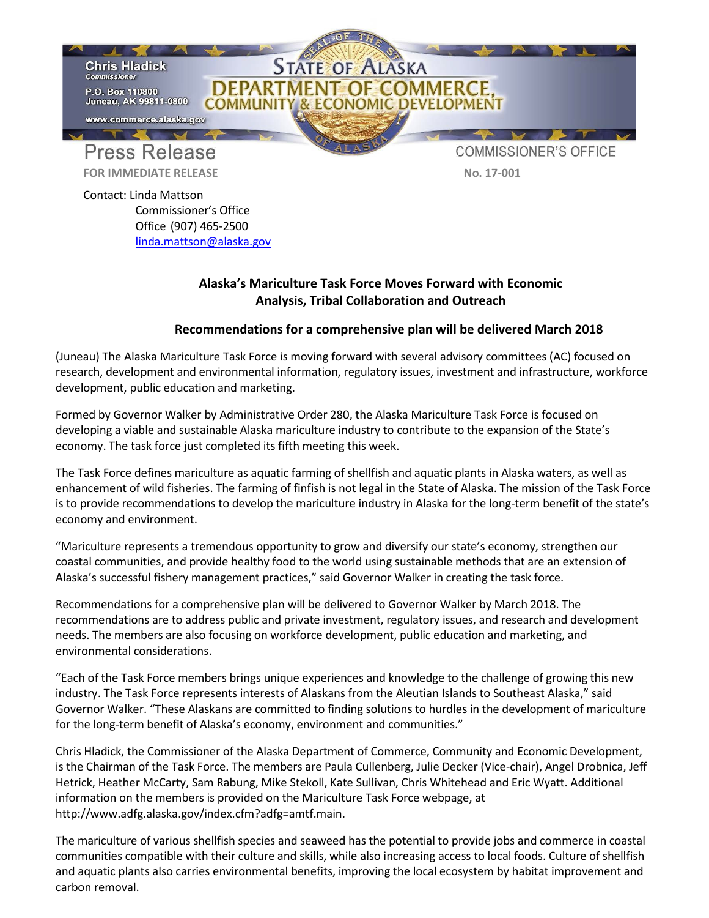Chris Hladick
*Commissioner*

P.O. Box 110800
Juneau, AK 99811-0800

www.commerce.alaska.gov

STATE OF ALASKA
DEPARTMENT OF COMMERCE, COMMUNITY & ECONOMIC DEVELOPMENT

# Press Release

COMMISSIONER'S OFFICE

**FOR IMMEDIATE RELEASE** **No. 17-001**

Contact: Linda Mattson
Commissioner's Office
Office (907) 465-2500
linda.mattson@alaska.gov

## Alaska's Mariculture Task Force Moves Forward with Economic Analysis, Tribal Collaboration and Outreach

### Recommendations for a comprehensive plan will be delivered March 2018

(Juneau) The Alaska Mariculture Task Force is moving forward with several advisory committees (AC) focused on research, development and environmental information, regulatory issues, investment and infrastructure, workforce development, public education and marketing.

Formed by Governor Walker by Administrative Order 280, the Alaska Mariculture Task Force is focused on developing a viable and sustainable Alaska mariculture industry to contribute to the expansion of the State's economy. The task force just completed its fifth meeting this week.

The Task Force defines mariculture as aquatic farming of shellfish and aquatic plants in Alaska waters, as well as enhancement of wild fisheries. The farming of finfish is not legal in the State of Alaska. The mission of the Task Force is to provide recommendations to develop the mariculture industry in Alaska for the long-term benefit of the state's economy and environment.

"Mariculture represents a tremendous opportunity to grow and diversify our state's economy, strengthen our coastal communities, and provide healthy food to the world using sustainable methods that are an extension of Alaska's successful fishery management practices," said Governor Walker in creating the task force.

Recommendations for a comprehensive plan will be delivered to Governor Walker by March 2018. The recommendations are to address public and private investment, regulatory issues, and research and development needs. The members are also focusing on workforce development, public education and marketing, and environmental considerations.

"Each of the Task Force members brings unique experiences and knowledge to the challenge of growing this new industry. The Task Force represents interests of Alaskans from the Aleutian Islands to Southeast Alaska," said Governor Walker. "These Alaskans are committed to finding solutions to hurdles in the development of mariculture for the long-term benefit of Alaska's economy, environment and communities."

Chris Hladick, the Commissioner of the Alaska Department of Commerce, Community and Economic Development, is the Chairman of the Task Force. The members are Paula Cullenberg, Julie Decker (Vice-chair), Angel Drobnica, Jeff Hetrick, Heather McCarty, Sam Rabung, Mike Stekoll, Kate Sullivan, Chris Whitehead and Eric Wyatt. Additional information on the members is provided on the Mariculture Task Force webpage, at http://www.adfg.alaska.gov/index.cfm?adfg=amtf.main.

The mariculture of various shellfish species and seaweed has the potential to provide jobs and commerce in coastal communities compatible with their culture and skills, while also increasing access to local foods. Culture of shellfish and aquatic plants also carries environmental benefits, improving the local ecosystem by habitat improvement and carbon removal.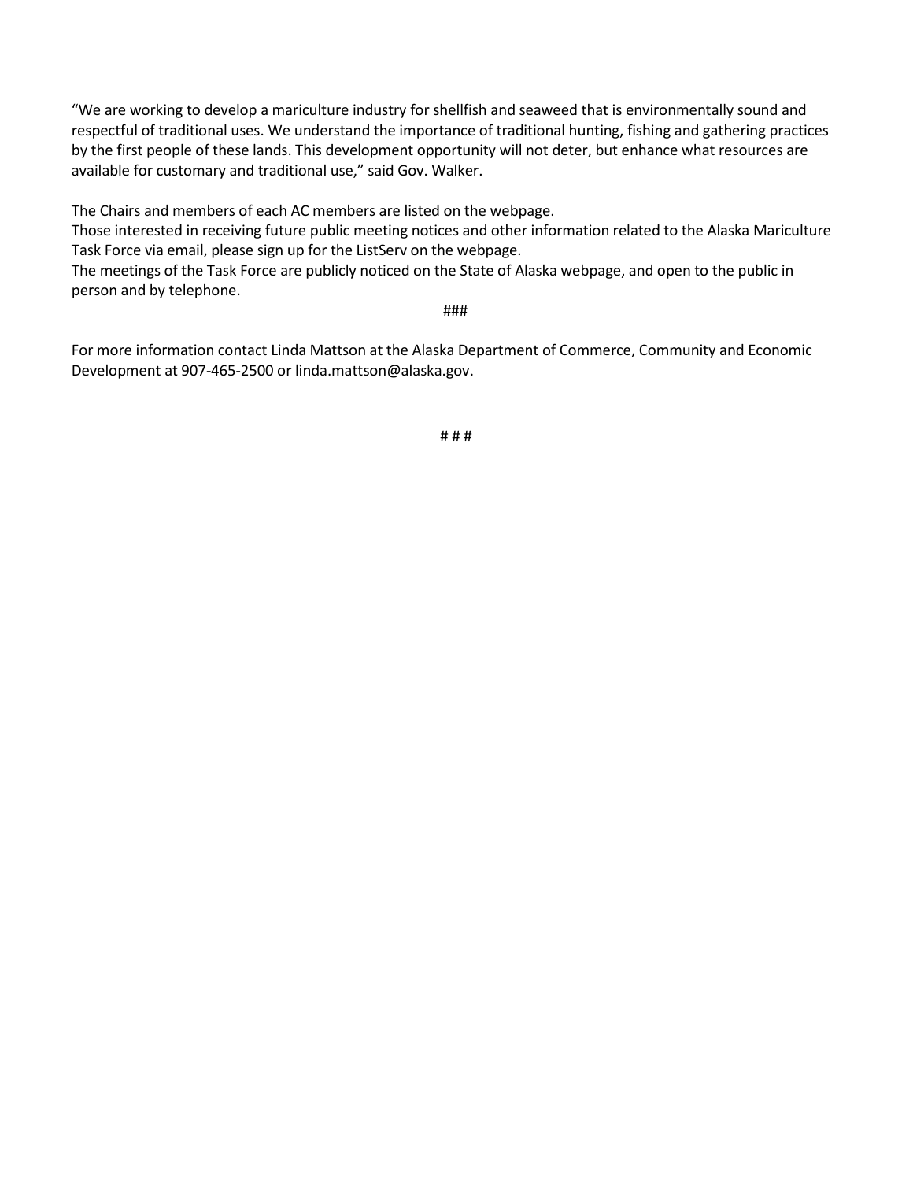"We are working to develop a mariculture industry for shellfish and seaweed that is environmentally sound and respectful of traditional uses. We understand the importance of traditional hunting, fishing and gathering practices by the first people of these lands. This development opportunity will not deter, but enhance what resources are available for customary and traditional use," said Gov. Walker.

The Chairs and members of each AC members are listed on the webpage.
Those interested in receiving future public meeting notices and other information related to the Alaska Mariculture Task Force via email, please sign up for the ListServ on the webpage.
The meetings of the Task Force are publicly noticed on the State of Alaska webpage, and open to the public in person and by telephone.

###

For more information contact Linda Mattson at the Alaska Department of Commerce, Community and Economic Development at 907-465-2500 or linda.mattson@alaska.gov.

# # #